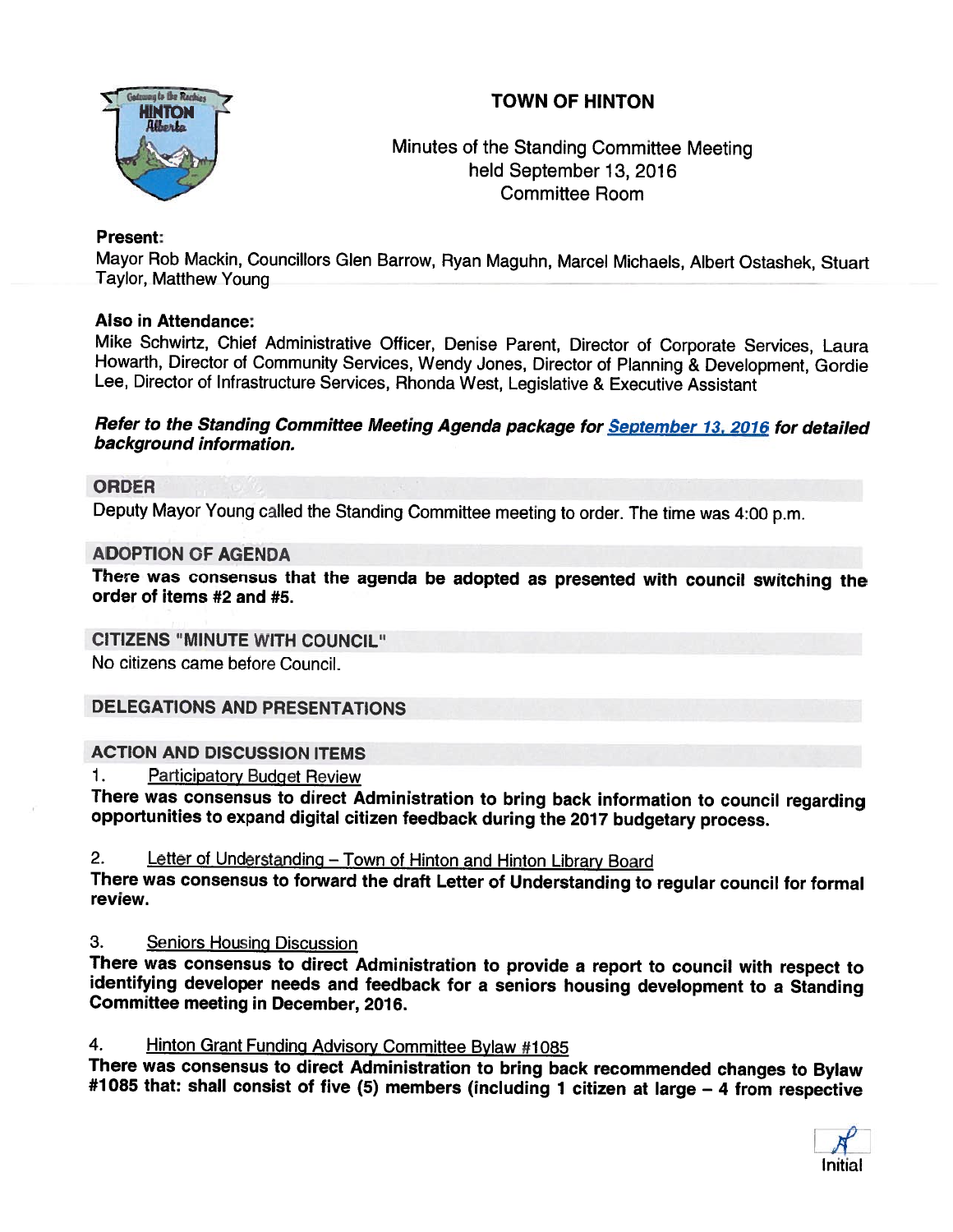# TOWN OF HINTON

Minutes of the Standing Committee Meeting
held September 13, 2016
Committee Room

**Present:**
Mayor Rob Mackin, Councillors Glen Barrow, Ryan Maguhn, Marcel Michaels, Albert Ostashek, Stuart Taylor, Matthew Young

**Also in Attendance:**
Mike Schwirtz, Chief Administrative Officer, Denise Parent, Director of Corporate Services, Laura Howarth, Director of Community Services, Wendy Jones, Director of Planning & Development, Gordie Lee, Director of Infrastructure Services, Rhonda West, Legislative & Executive Assistant

***Refer to the Standing Committee Meeting Agenda package for September 13, 2016 for detailed background information.***

## ORDER

Deputy Mayor Young called the Standing Committee meeting to order. The time was 4:00 p.m.

## ADOPTION OF AGENDA

**There was consensus that the agenda be adopted as presented with council switching the order of items #2 and #5.**

## CITIZENS "MINUTE WITH COUNCIL"

No citizens came before Council.

## DELEGATIONS AND PRESENTATIONS

## ACTION AND DISCUSSION ITEMS

1. Participatory Budget Review

**There was consensus to direct Administration to bring back information to council regarding opportunities to expand digital citizen feedback during the 2017 budgetary process.**

2. Letter of Understanding – Town of Hinton and Hinton Library Board

**There was consensus to forward the draft Letter of Understanding to regular council for formal review.**

3. Seniors Housing Discussion

**There was consensus to direct Administration to provide a report to council with respect to identifying developer needs and feedback for a seniors housing development to a Standing Committee meeting in December, 2016.**

4. Hinton Grant Funding Advisory Committee Bylaw #1085

**There was consensus to direct Administration to bring back recommended changes to Bylaw #1085 that: shall consist of five (5) members (including 1 citizen at large – 4 from respective**

Initial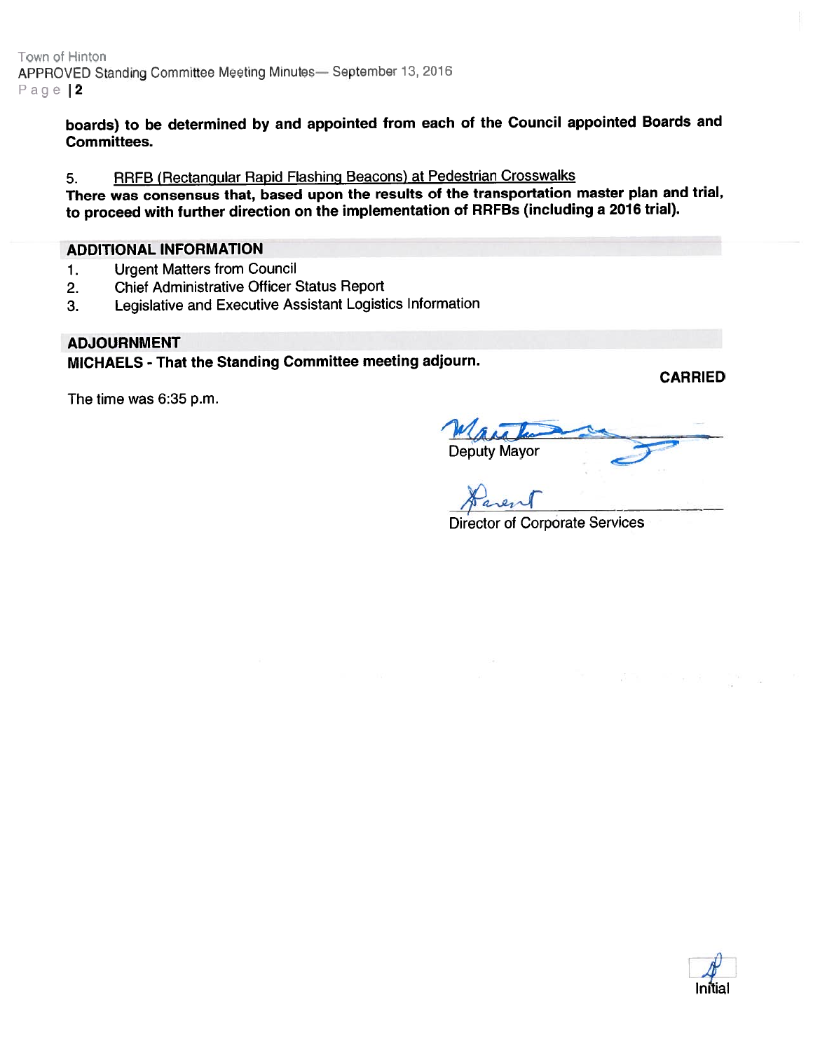**boards) to be determined by and appointed from each of the Council appointed Boards and Committees.**

5. RRFB (Rectangular Rapid Flashing Beacons) at Pedestrian Crosswalks

**There was consensus that, based upon the results of the transportation master plan and trial, to proceed with further direction on the implementation of RRFBs (including a 2016 trial).**

## ADDITIONAL INFORMATION

1. Urgent Matters from Council
2. Chief Administrative Officer Status Report
3. Legislative and Executive Assistant Logistics Information

## ADJOURNMENT

**MICHAELS - That the Standing Committee meeting adjourn.**

**CARRIED**

The time was 6:35 p.m.

Deputy Mayor

Director of Corporate Services

Initial